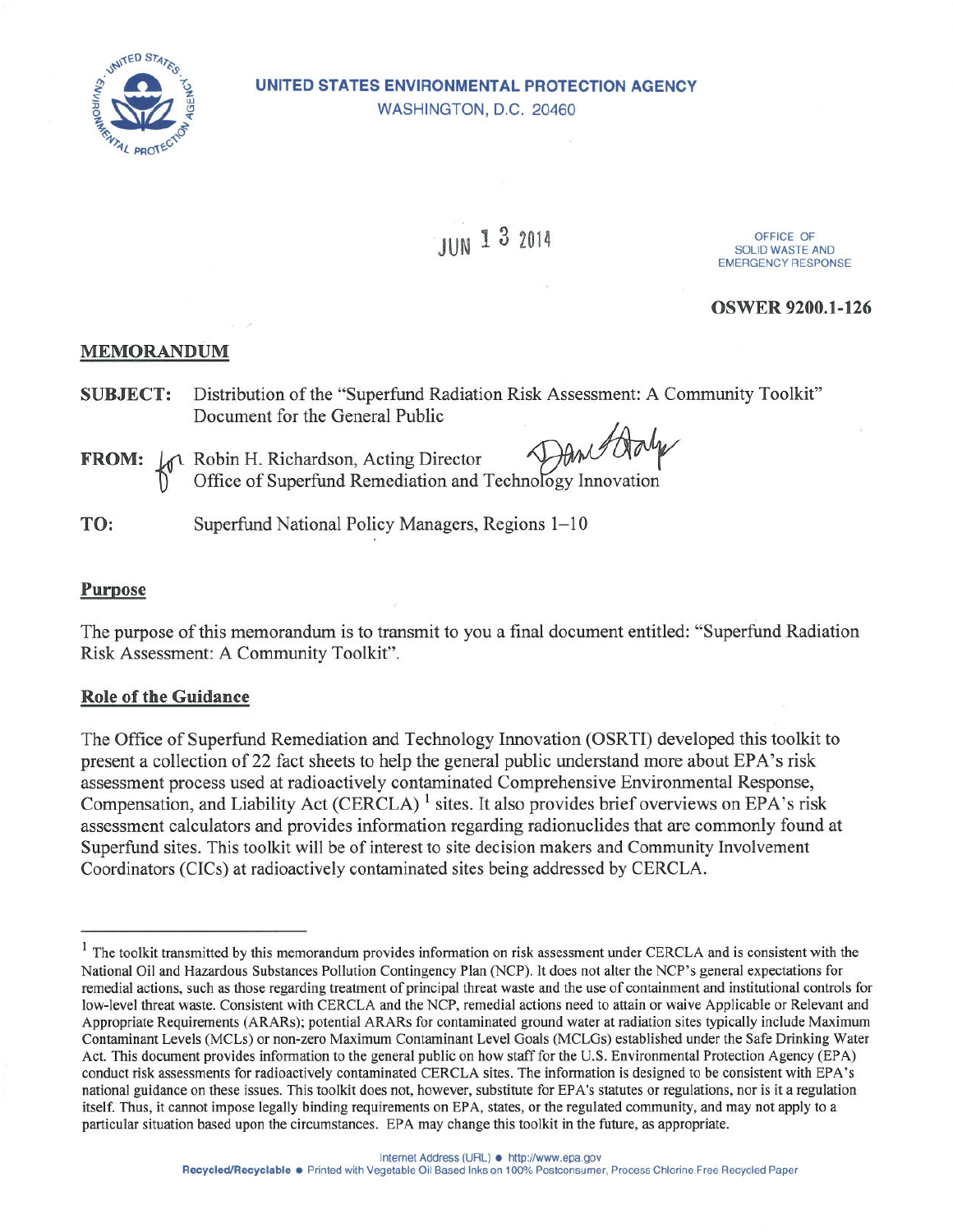**UNITED STATES ENVIRONMENTAL PROTECTION AGENCY**
WASHINGTON, D.C. 20460

JUN 13 2014

OFFICE OF
SOLID WASTE AND
EMERGENCY RESPONSE

**OSWER 9200.1-126**

## MEMORANDUM

**SUBJECT:** Distribution of the "Superfund Radiation Risk Assessment: A Community Toolkit" Document for the General Public

**FROM:** for Robin H. Richardson, Acting Director
Office of Superfund Remediation and Technology Innovation

**TO:** Superfund National Policy Managers, Regions 1–10

### Purpose

The purpose of this memorandum is to transmit to you a final document entitled: "Superfund Radiation Risk Assessment: A Community Toolkit".

### Role of the Guidance

The Office of Superfund Remediation and Technology Innovation (OSRTI) developed this toolkit to present a collection of 22 fact sheets to help the general public understand more about EPA's risk assessment process used at radioactively contaminated Comprehensive Environmental Response, Compensation, and Liability Act (CERCLA) [1] sites. It also provides brief overviews on EPA's risk assessment calculators and provides information regarding radionuclides that are commonly found at Superfund sites. This toolkit will be of interest to site decision makers and Community Involvement Coordinators (CICs) at radioactively contaminated sites being addressed by CERCLA.

---

[1] The toolkit transmitted by this memorandum provides information on risk assessment under CERCLA and is consistent with the National Oil and Hazardous Substances Pollution Contingency Plan (NCP). It does not alter the NCP's general expectations for remedial actions, such as those regarding treatment of principal threat waste and the use of containment and institutional controls for low-level threat waste. Consistent with CERCLA and the NCP, remedial actions need to attain or waive Applicable or Relevant and Appropriate Requirements (ARARs); potential ARARs for contaminated ground water at radiation sites typically include Maximum Contaminant Levels (MCLs) or non-zero Maximum Contaminant Level Goals (MCLGs) established under the Safe Drinking Water Act. This document provides information to the general public on how staff for the U.S. Environmental Protection Agency (EPA) conduct risk assessments for radioactively contaminated CERCLA sites. The information is designed to be consistent with EPA's national guidance on these issues. This toolkit does not, however, substitute for EPA's statutes or regulations, nor is it a regulation itself. Thus, it cannot impose legally binding requirements on EPA, states, or the regulated community, and may not apply to a particular situation based upon the circumstances. EPA may change this toolkit in the future, as appropriate.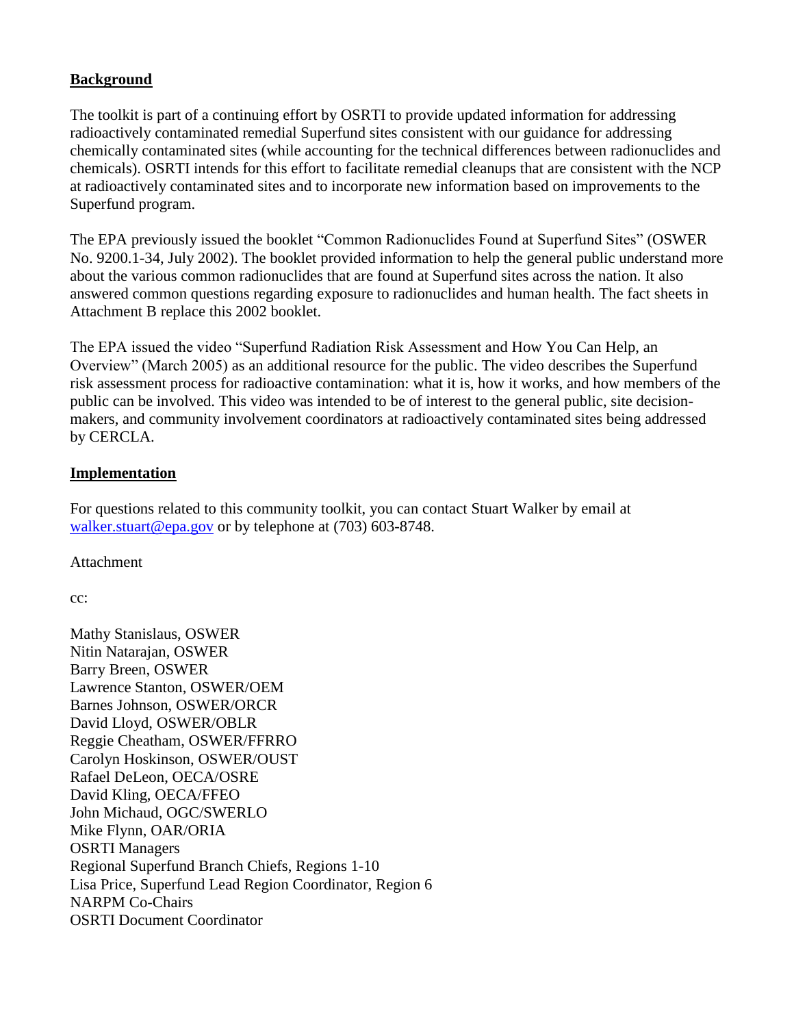**Background**

The toolkit is part of a continuing effort by OSRTI to provide updated information for addressing radioactively contaminated remedial Superfund sites consistent with our guidance for addressing chemically contaminated sites (while accounting for the technical differences between radionuclides and chemicals). OSRTI intends for this effort to facilitate remedial cleanups that are consistent with the NCP at radioactively contaminated sites and to incorporate new information based on improvements to the Superfund program.

The EPA previously issued the booklet "Common Radionuclides Found at Superfund Sites" (OSWER No. 9200.1-34, July 2002). The booklet provided information to help the general public understand more about the various common radionuclides that are found at Superfund sites across the nation. It also answered common questions regarding exposure to radionuclides and human health. The fact sheets in Attachment B replace this 2002 booklet.

The EPA issued the video "Superfund Radiation Risk Assessment and How You Can Help, an Overview" (March 2005) as an additional resource for the public. The video describes the Superfund risk assessment process for radioactive contamination: what it is, how it works, and how members of the public can be involved. This video was intended to be of interest to the general public, site decision-makers, and community involvement coordinators at radioactively contaminated sites being addressed by CERCLA.

**Implementation**

For questions related to this community toolkit, you can contact Stuart Walker by email at walker.stuart@epa.gov or by telephone at (703) 603-8748.

Attachment

cc:

Mathy Stanislaus, OSWER
Nitin Natarajan, OSWER
Barry Breen, OSWER
Lawrence Stanton, OSWER/OEM
Barnes Johnson, OSWER/ORCR
David Lloyd, OSWER/OBLR
Reggie Cheatham, OSWER/FFRRO
Carolyn Hoskinson, OSWER/OUST
Rafael DeLeon, OECA/OSRE
David Kling, OECA/FFEO
John Michaud, OGC/SWERLO
Mike Flynn, OAR/ORIA
OSRTI Managers
Regional Superfund Branch Chiefs, Regions 1-10
Lisa Price, Superfund Lead Region Coordinator, Region 6
NARPM Co-Chairs
OSRTI Document Coordinator